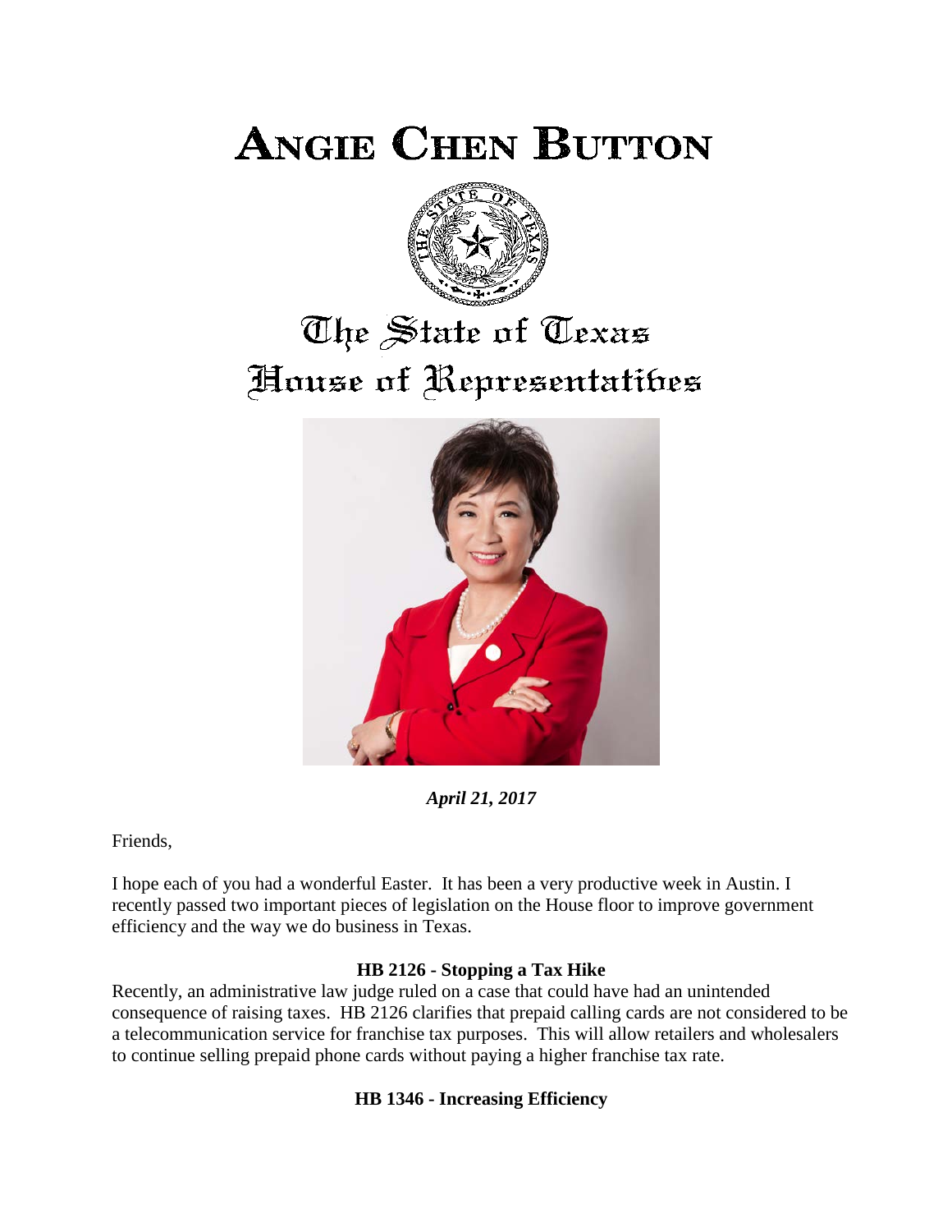# Angie Chen Button

## The State of Texas House of Representatives

***April 21, 2017***

Friends,

I hope each of you had a wonderful Easter. It has been a very productive week in Austin. I recently passed two important pieces of legislation on the House floor to improve government efficiency and the way we do business in Texas.

### HB 2126 - Stopping a Tax Hike

Recently, an administrative law judge ruled on a case that could have had an unintended consequence of raising taxes. HB 2126 clarifies that prepaid calling cards are not considered to be a telecommunication service for franchise tax purposes. This will allow retailers and wholesalers to continue selling prepaid phone cards without paying a higher franchise tax rate.

### HB 1346 - Increasing Efficiency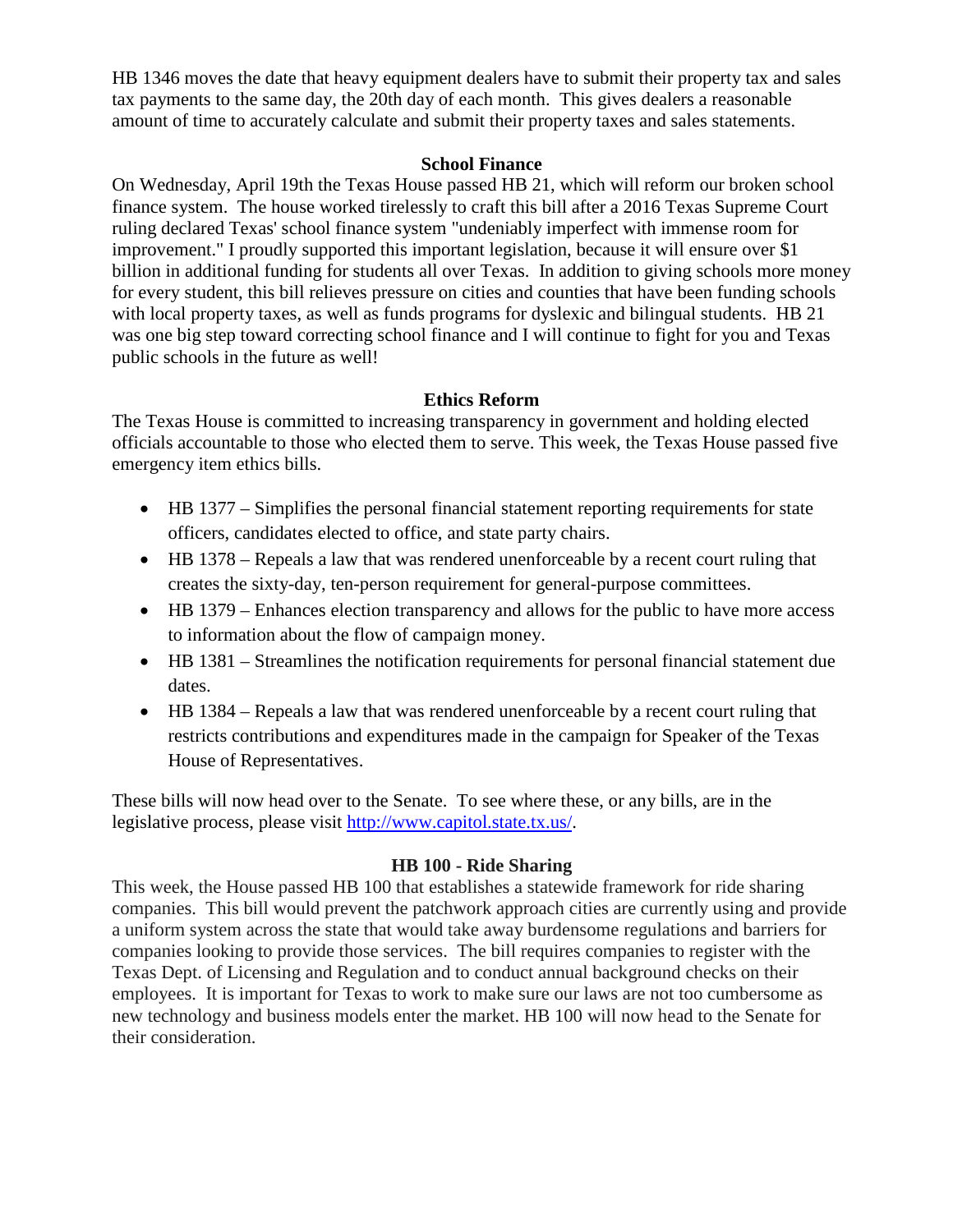HB 1346 moves the date that heavy equipment dealers have to submit their property tax and sales tax payments to the same day, the 20th day of each month. This gives dealers a reasonable amount of time to accurately calculate and submit their property taxes and sales statements.

## School Finance

On Wednesday, April 19th the Texas House passed HB 21, which will reform our broken school finance system. The house worked tirelessly to craft this bill after a 2016 Texas Supreme Court ruling declared Texas' school finance system "undeniably imperfect with immense room for improvement." I proudly supported this important legislation, because it will ensure over $1 billion in additional funding for students all over Texas. In addition to giving schools more money for every student, this bill relieves pressure on cities and counties that have been funding schools with local property taxes, as well as funds programs for dyslexic and bilingual students. HB 21 was one big step toward correcting school finance and I will continue to fight for you and Texas public schools in the future as well!

## Ethics Reform

The Texas House is committed to increasing transparency in government and holding elected officials accountable to those who elected them to serve. This week, the Texas House passed five emergency item ethics bills.

- HB 1377 – Simplifies the personal financial statement reporting requirements for state officers, candidates elected to office, and state party chairs.
- HB 1378 – Repeals a law that was rendered unenforceable by a recent court ruling that creates the sixty-day, ten-person requirement for general-purpose committees.
- HB 1379 – Enhances election transparency and allows for the public to have more access to information about the flow of campaign money.
- HB 1381 – Streamlines the notification requirements for personal financial statement due dates.
- HB 1384 – Repeals a law that was rendered unenforceable by a recent court ruling that restricts contributions and expenditures made in the campaign for Speaker of the Texas House of Representatives.

These bills will now head over to the Senate. To see where these, or any bills, are in the legislative process, please visit [http://www.capitol.state.tx.us/](http://www.capitol.state.tx.us/).

## HB 100 - Ride Sharing

This week, the House passed HB 100 that establishes a statewide framework for ride sharing companies. This bill would prevent the patchwork approach cities are currently using and provide a uniform system across the state that would take away burdensome regulations and barriers for companies looking to provide those services. The bill requires companies to register with the Texas Dept. of Licensing and Regulation and to conduct annual background checks on their employees. It is important for Texas to work to make sure our laws are not too cumbersome as new technology and business models enter the market. HB 100 will now head to the Senate for their consideration.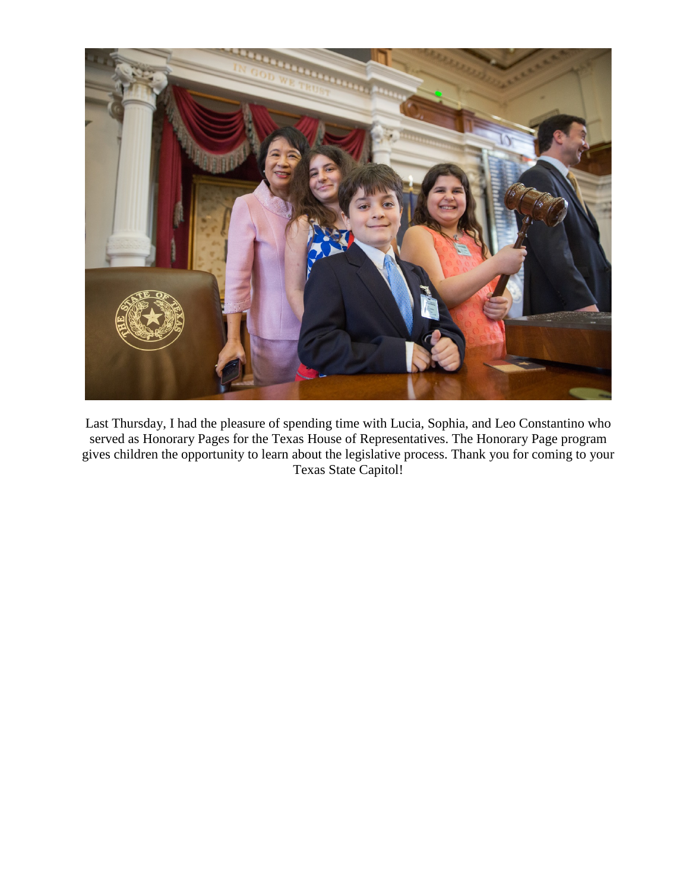Last Thursday, I had the pleasure of spending time with Lucia, Sophia, and Leo Constantino who served as Honorary Pages for the Texas House of Representatives. The Honorary Page program gives children the opportunity to learn about the legislative process. Thank you for coming to your Texas State Capitol!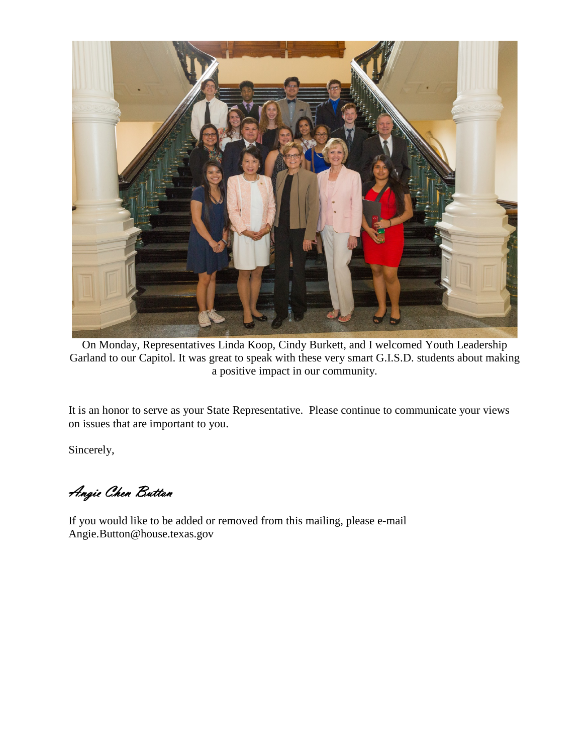On Monday, Representatives Linda Koop, Cindy Burkett, and I welcomed Youth Leadership Garland to our Capitol. It was great to speak with these very smart G.I.S.D. students about making a positive impact in our community.

It is an honor to serve as your State Representative. Please continue to communicate your views on issues that are important to you.

Sincerely,

*Angie Chen Button*

If you would like to be added or removed from this mailing, please e-mail Angie.Button@house.texas.gov